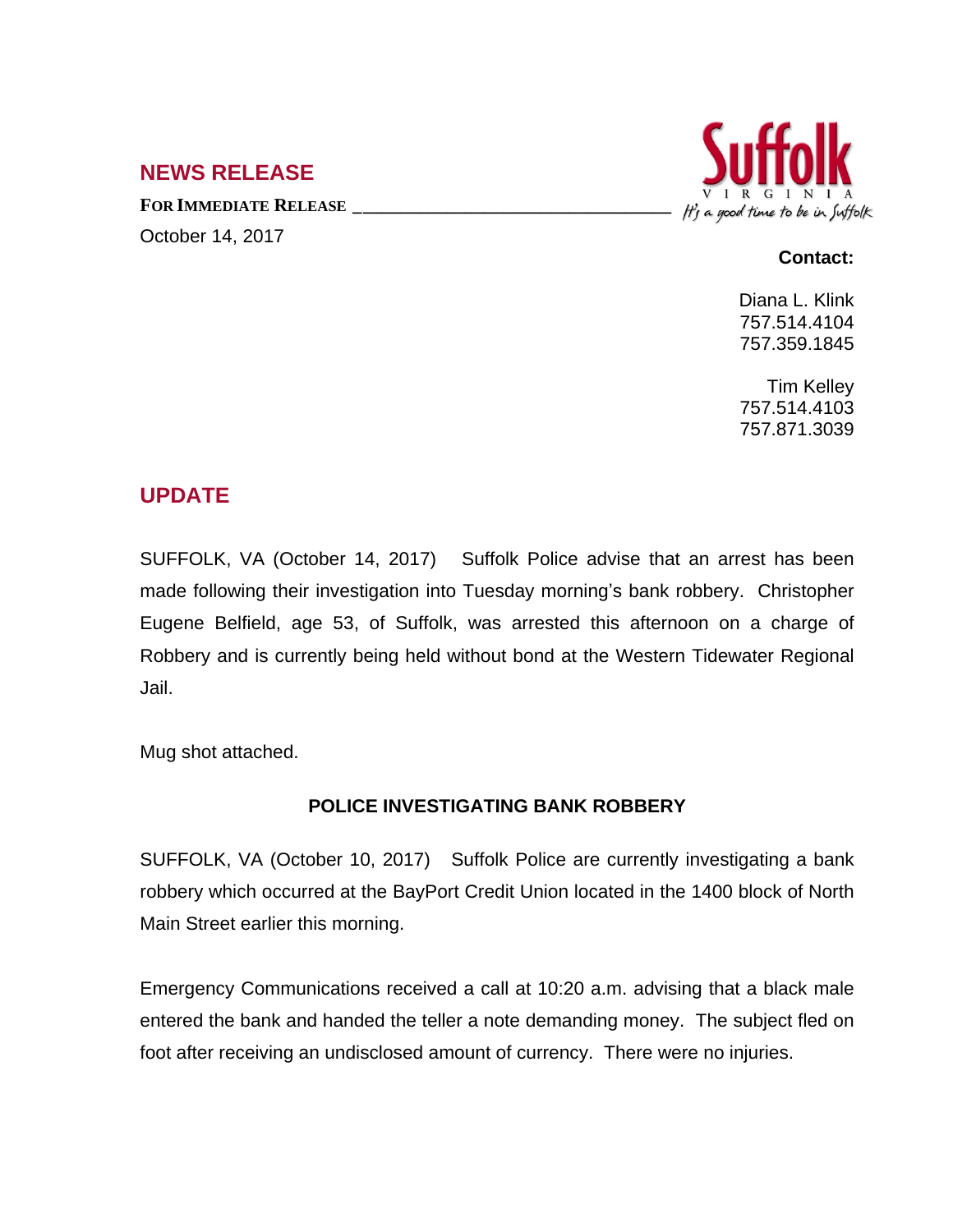## NEWS RELEASE

**FOR IMMEDIATE RELEASE** ___________________________________

October 14, 2017

Suffolk
VIRGINIA
It's a good time to be in Suffolk

**Contact:**

Diana L. Klink
757.514.4104
757.359.1845

Tim Kelley
757.514.4103
757.871.3039

## UPDATE

SUFFOLK, VA (October 14, 2017) Suffolk Police advise that an arrest has been made following their investigation into Tuesday morning's bank robbery. Christopher Eugene Belfield, age 53, of Suffolk, was arrested this afternoon on a charge of Robbery and is currently being held without bond at the Western Tidewater Regional Jail.

Mug shot attached.

**POLICE INVESTIGATING BANK ROBBERY**

SUFFOLK, VA (October 10, 2017) Suffolk Police are currently investigating a bank robbery which occurred at the BayPort Credit Union located in the 1400 block of North Main Street earlier this morning.

Emergency Communications received a call at 10:20 a.m. advising that a black male entered the bank and handed the teller a note demanding money. The subject fled on foot after receiving an undisclosed amount of currency. There were no injuries.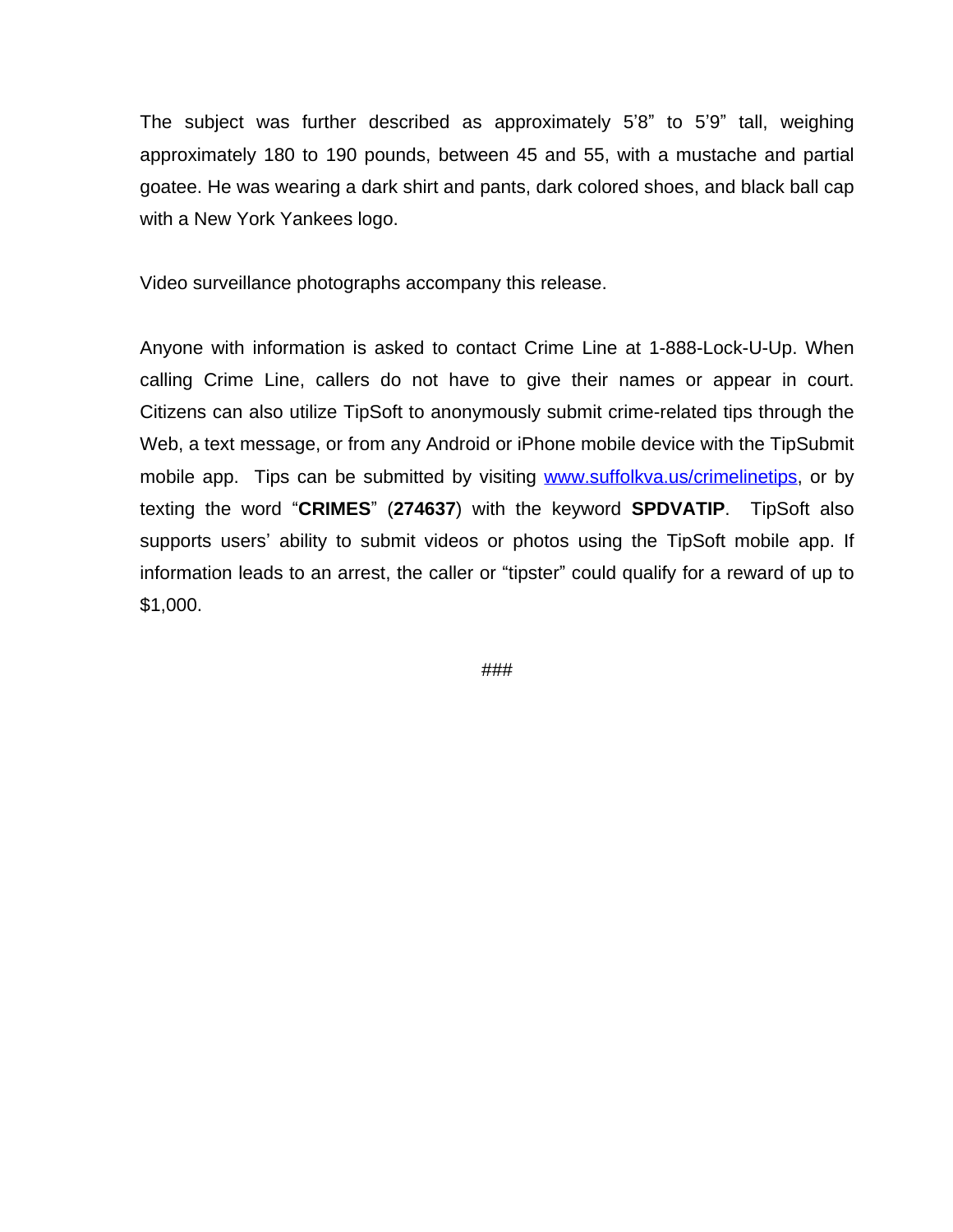The subject was further described as approximately 5'8" to 5'9" tall, weighing approximately 180 to 190 pounds, between 45 and 55, with a mustache and partial goatee. He was wearing a dark shirt and pants, dark colored shoes, and black ball cap with a New York Yankees logo.

Video surveillance photographs accompany this release.

Anyone with information is asked to contact Crime Line at 1-888-Lock-U-Up. When calling Crime Line, callers do not have to give their names or appear in court. Citizens can also utilize TipSoft to anonymously submit crime-related tips through the Web, a text message, or from any Android or iPhone mobile device with the TipSubmit mobile app. Tips can be submitted by visiting [www.suffolkva.us/crimelinetips](http://www.suffolkva.us/crimelinetips), or by texting the word "**CRIMES**" (**274637**) with the keyword **SPDVATIP**. TipSoft also supports users' ability to submit videos or photos using the TipSoft mobile app. If information leads to an arrest, the caller or "tipster" could qualify for a reward of up to $1,000.

###